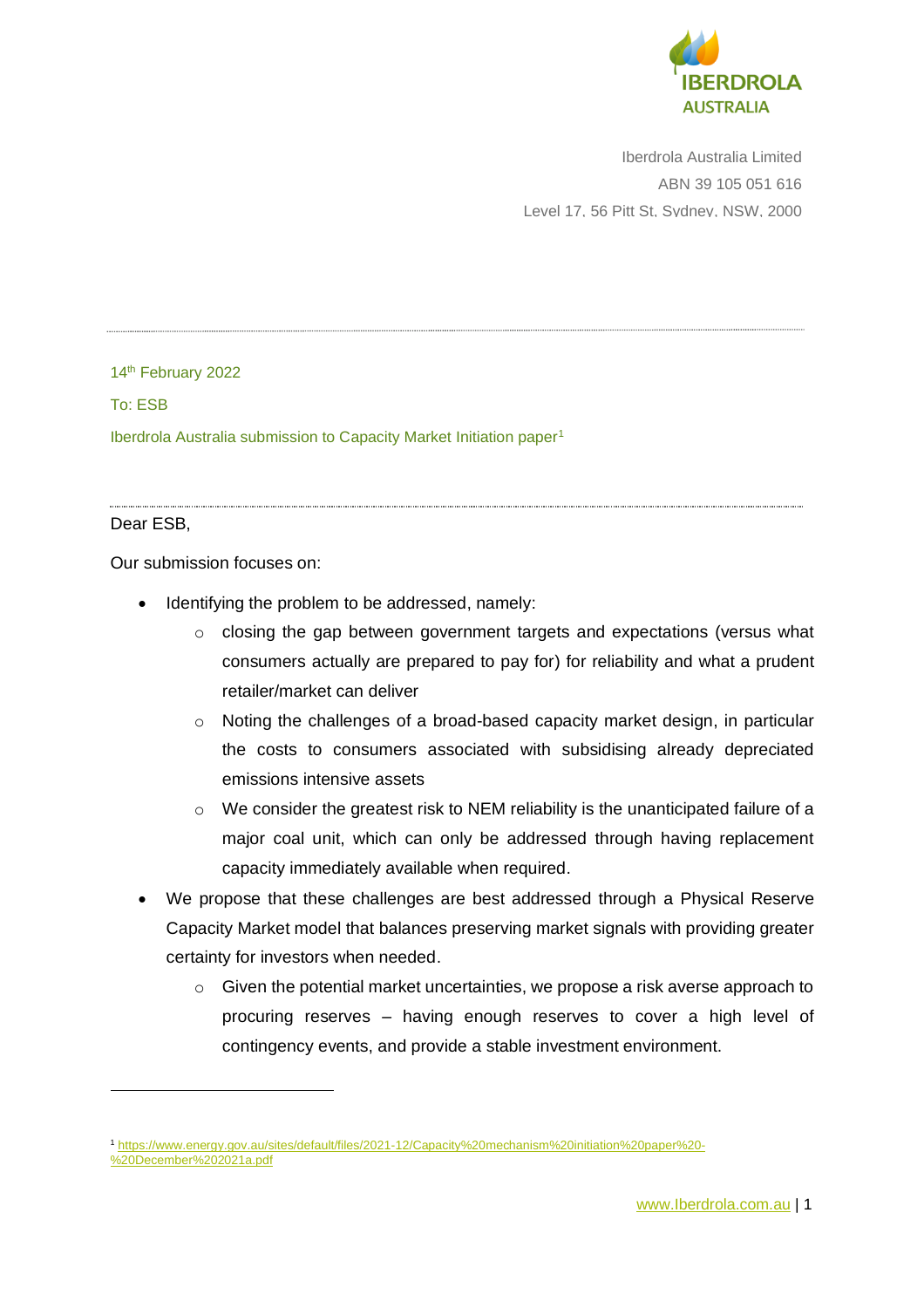IBERDROLA AUSTRALIA

Iberdrola Australia Limited
ABN 39 105 051 616
Level 17, 56 Pitt St, Sydney, NSW, 2000

---

14th February 2022

To: ESB

Iberdrola Australia submission to Capacity Market Initiation paper[1]

---

Dear ESB,

Our submission focuses on:

- Identifying the problem to be addressed, namely:
  - closing the gap between government targets and expectations (versus what consumers actually are prepared to pay for) for reliability and what a prudent retailer/market can deliver
  - Noting the challenges of a broad-based capacity market design, in particular the costs to consumers associated with subsidising already depreciated emissions intensive assets
  - We consider the greatest risk to NEM reliability is the unanticipated failure of a major coal unit, which can only be addressed through having replacement capacity immediately available when required.
- We propose that these challenges are best addressed through a Physical Reserve Capacity Market model that balances preserving market signals with providing greater certainty for investors when needed.
  - Given the potential market uncertainties, we propose a risk averse approach to procuring reserves – having enough reserves to cover a high level of contingency events, and provide a stable investment environment.

[1] https://www.energy.gov.au/sites/default/files/2021-12/Capacity%20mechanism%20initiation%20paper%20-%20December%202021a.pdf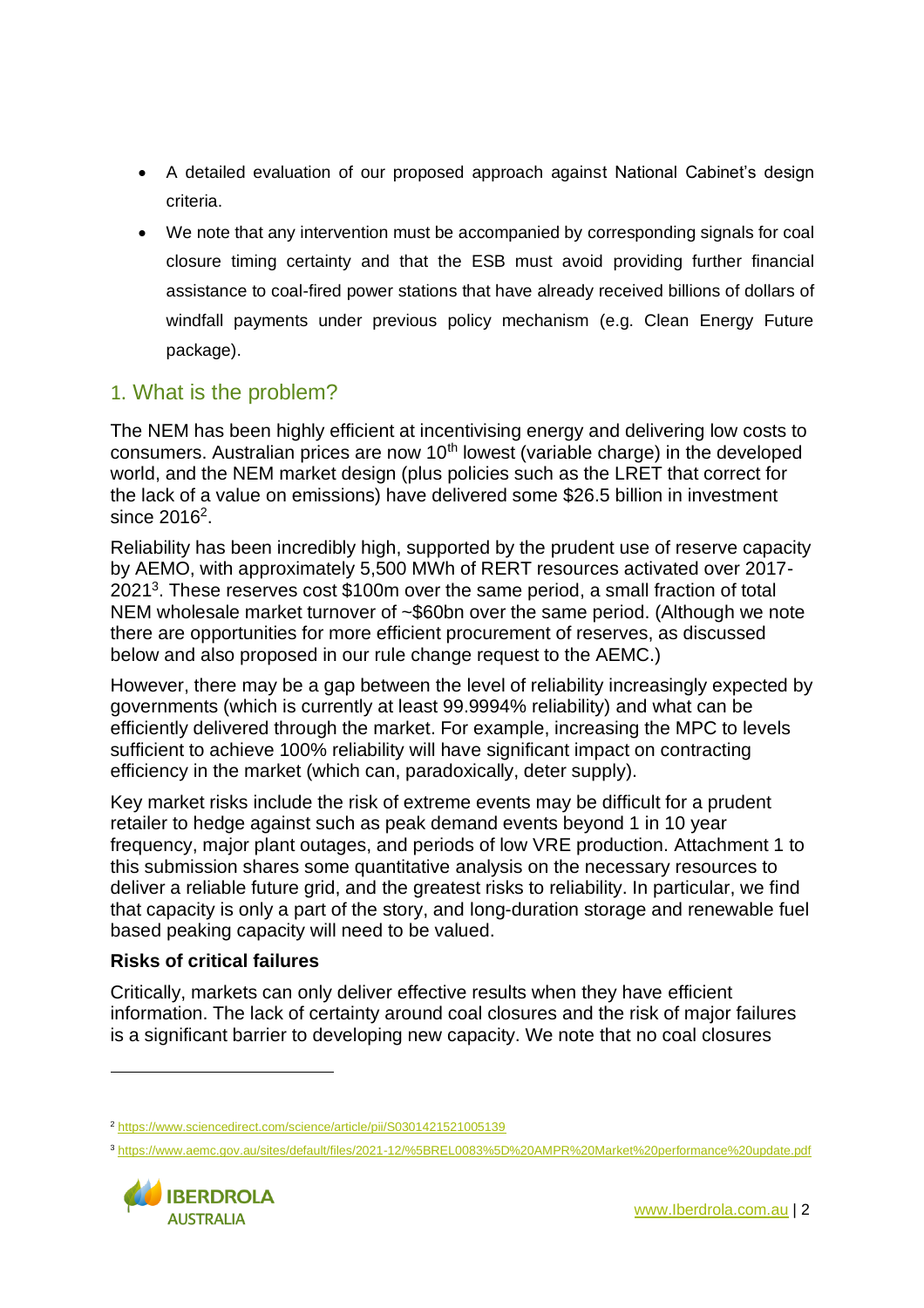- A detailed evaluation of our proposed approach against National Cabinet's design criteria.
- We note that any intervention must be accompanied by corresponding signals for coal closure timing certainty and that the ESB must avoid providing further financial assistance to coal-fired power stations that have already received billions of dollars of windfall payments under previous policy mechanism (e.g. Clean Energy Future package).

## 1. What is the problem?

The NEM has been highly efficient at incentivising energy and delivering low costs to consumers. Australian prices are now 10th lowest (variable charge) in the developed world, and the NEM market design (plus policies such as the LRET that correct for the lack of a value on emissions) have delivered some $26.5 billion in investment since 2016[2].

Reliability has been incredibly high, supported by the prudent use of reserve capacity by AEMO, with approximately 5,500 MWh of RERT resources activated over 2017-2021[3]. These reserves cost $100m over the same period, a small fraction of total NEM wholesale market turnover of ~$60bn over the same period. (Although we note there are opportunities for more efficient procurement of reserves, as discussed below and also proposed in our rule change request to the AEMC.)

However, there may be a gap between the level of reliability increasingly expected by governments (which is currently at least 99.9994% reliability) and what can be efficiently delivered through the market. For example, increasing the MPC to levels sufficient to achieve 100% reliability will have significant impact on contracting efficiency in the market (which can, paradoxically, deter supply).

Key market risks include the risk of extreme events may be difficult for a prudent retailer to hedge against such as peak demand events beyond 1 in 10 year frequency, major plant outages, and periods of low VRE production. Attachment 1 to this submission shares some quantitative analysis on the necessary resources to deliver a reliable future grid, and the greatest risks to reliability. In particular, we find that capacity is only a part of the story, and long-duration storage and renewable fuel based peaking capacity will need to be valued.

**Risks of critical failures**

Critically, markets can only deliver effective results when they have efficient information. The lack of certainty around coal closures and the risk of major failures is a significant barrier to developing new capacity. We note that no coal closures

---

[2] https://www.sciencedirect.com/science/article/pii/S0301421521005139

[3] https://www.aemc.gov.au/sites/default/files/2021-12/%5BREL0083%5D%20AMPR%20Market%20performance%20update.pdf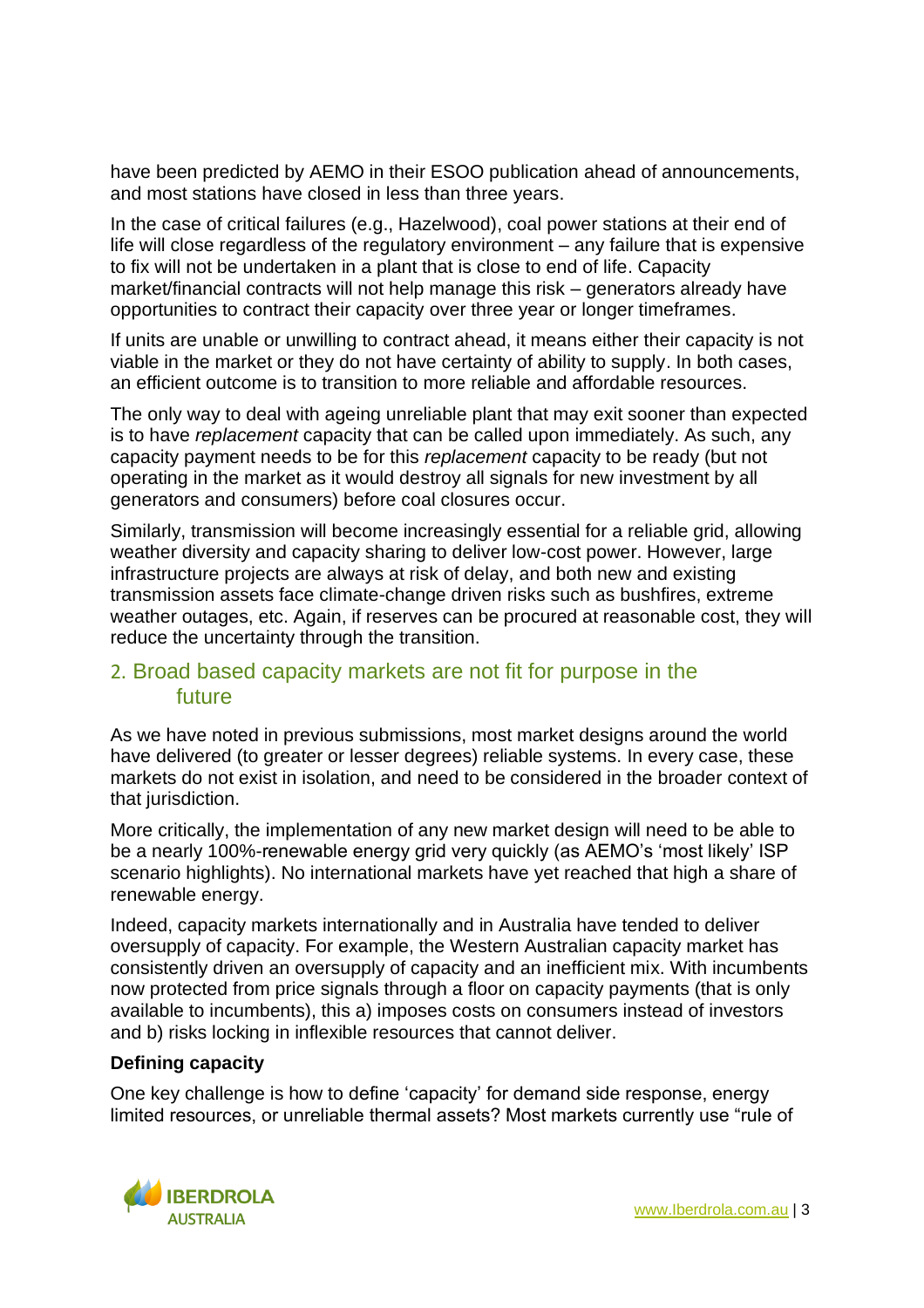have been predicted by AEMO in their ESOO publication ahead of announcements, and most stations have closed in less than three years.

In the case of critical failures (e.g., Hazelwood), coal power stations at their end of life will close regardless of the regulatory environment – any failure that is expensive to fix will not be undertaken in a plant that is close to end of life. Capacity market/financial contracts will not help manage this risk – generators already have opportunities to contract their capacity over three year or longer timeframes.

If units are unable or unwilling to contract ahead, it means either their capacity is not viable in the market or they do not have certainty of ability to supply. In both cases, an efficient outcome is to transition to more reliable and affordable resources.

The only way to deal with ageing unreliable plant that may exit sooner than expected is to have *replacement* capacity that can be called upon immediately. As such, any capacity payment needs to be for this *replacement* capacity to be ready (but not operating in the market as it would destroy all signals for new investment by all generators and consumers) before coal closures occur.

Similarly, transmission will become increasingly essential for a reliable grid, allowing weather diversity and capacity sharing to deliver low-cost power. However, large infrastructure projects are always at risk of delay, and both new and existing transmission assets face climate-change driven risks such as bushfires, extreme weather outages, etc. Again, if reserves can be procured at reasonable cost, they will reduce the uncertainty through the transition.

## 2. Broad based capacity markets are not fit for purpose in the future

As we have noted in previous submissions, most market designs around the world have delivered (to greater or lesser degrees) reliable systems. In every case, these markets do not exist in isolation, and need to be considered in the broader context of that jurisdiction.

More critically, the implementation of any new market design will need to be able to be a nearly 100%-renewable energy grid very quickly (as AEMO's 'most likely' ISP scenario highlights). No international markets have yet reached that high a share of renewable energy.

Indeed, capacity markets internationally and in Australia have tended to deliver oversupply of capacity. For example, the Western Australian capacity market has consistently driven an oversupply of capacity and an inefficient mix. With incumbents now protected from price signals through a floor on capacity payments (that is only available to incumbents), this a) imposes costs on consumers instead of investors and b) risks locking in inflexible resources that cannot deliver.

**Defining capacity**

One key challenge is how to define 'capacity' for demand side response, energy limited resources, or unreliable thermal assets? Most markets currently use "rule of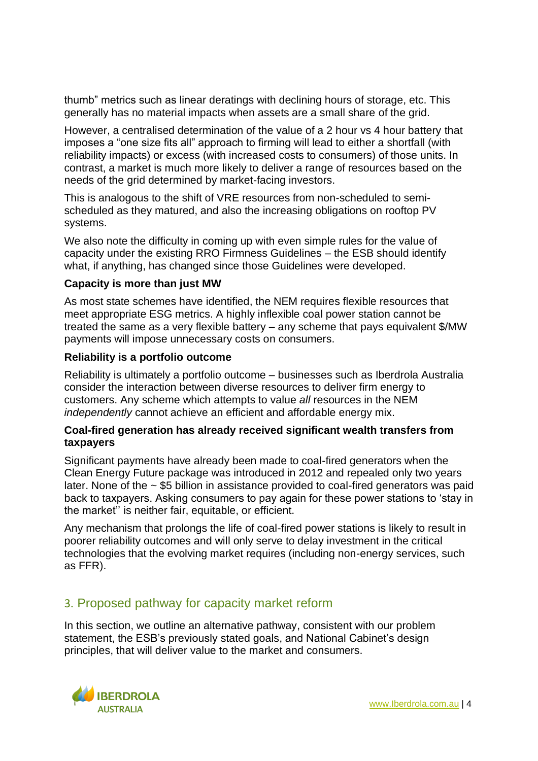thumb" metrics such as linear deratings with declining hours of storage, etc. This generally has no material impacts when assets are a small share of the grid.

However, a centralised determination of the value of a 2 hour vs 4 hour battery that imposes a "one size fits all" approach to firming will lead to either a shortfall (with reliability impacts) or excess (with increased costs to consumers) of those units. In contrast, a market is much more likely to deliver a range of resources based on the needs of the grid determined by market-facing investors.

This is analogous to the shift of VRE resources from non-scheduled to semi-scheduled as they matured, and also the increasing obligations on rooftop PV systems.

We also note the difficulty in coming up with even simple rules for the value of capacity under the existing RRO Firmness Guidelines – the ESB should identify what, if anything, has changed since those Guidelines were developed.

**Capacity is more than just MW**

As most state schemes have identified, the NEM requires flexible resources that meet appropriate ESG metrics. A highly inflexible coal power station cannot be treated the same as a very flexible battery – any scheme that pays equivalent $/MW payments will impose unnecessary costs on consumers.

**Reliability is a portfolio outcome**

Reliability is ultimately a portfolio outcome – businesses such as Iberdrola Australia consider the interaction between diverse resources to deliver firm energy to customers. Any scheme which attempts to value *all* resources in the NEM *independently* cannot achieve an efficient and affordable energy mix.

**Coal-fired generation has already received significant wealth transfers from taxpayers**

Significant payments have already been made to coal-fired generators when the Clean Energy Future package was introduced in 2012 and repealed only two years later. None of the ~ $5 billion in assistance provided to coal-fired generators was paid back to taxpayers. Asking consumers to pay again for these power stations to 'stay in the market'' is neither fair, equitable, or efficient.

Any mechanism that prolongs the life of coal-fired power stations is likely to result in poorer reliability outcomes and will only serve to delay investment in the critical technologies that the evolving market requires (including non-energy services, such as FFR).

## 3. Proposed pathway for capacity market reform

In this section, we outline an alternative pathway, consistent with our problem statement, the ESB's previously stated goals, and National Cabinet's design principles, that will deliver value to the market and consumers.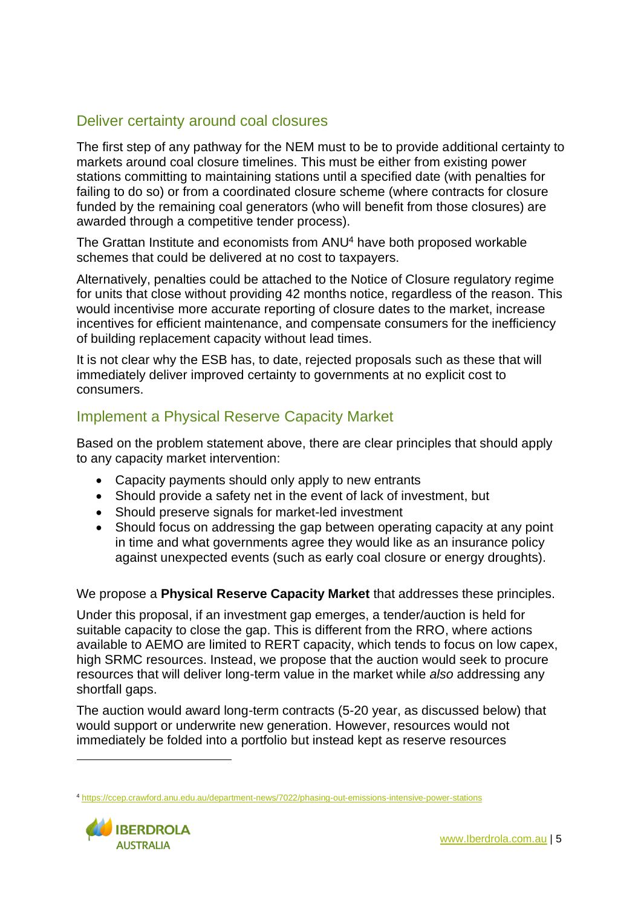## Deliver certainty around coal closures

The first step of any pathway for the NEM must to be to provide additional certainty to markets around coal closure timelines. This must be either from existing power stations committing to maintaining stations until a specified date (with penalties for failing to do so) or from a coordinated closure scheme (where contracts for closure funded by the remaining coal generators (who will benefit from those closures) are awarded through a competitive tender process).

The Grattan Institute and economists from ANU[4] have both proposed workable schemes that could be delivered at no cost to taxpayers.

Alternatively, penalties could be attached to the Notice of Closure regulatory regime for units that close without providing 42 months notice, regardless of the reason. This would incentivise more accurate reporting of closure dates to the market, increase incentives for efficient maintenance, and compensate consumers for the inefficiency of building replacement capacity without lead times.

It is not clear why the ESB has, to date, rejected proposals such as these that will immediately deliver improved certainty to governments at no explicit cost to consumers.

## Implement a Physical Reserve Capacity Market

Based on the problem statement above, there are clear principles that should apply to any capacity market intervention:

- Capacity payments should only apply to new entrants
- Should provide a safety net in the event of lack of investment, but
- Should preserve signals for market-led investment
- Should focus on addressing the gap between operating capacity at any point in time and what governments agree they would like as an insurance policy against unexpected events (such as early coal closure or energy droughts).

We propose a **Physical Reserve Capacity Market** that addresses these principles.

Under this proposal, if an investment gap emerges, a tender/auction is held for suitable capacity to close the gap. This is different from the RRO, where actions available to AEMO are limited to RERT capacity, which tends to focus on low capex, high SRMC resources. Instead, we propose that the auction would seek to procure resources that will deliver long-term value in the market while *also* addressing any shortfall gaps.

The auction would award long-term contracts (5-20 year, as discussed below) that would support or underwrite new generation. However, resources would not immediately be folded into a portfolio but instead kept as reserve resources

[4] https://ccep.crawford.anu.edu.au/department-news/7022/phasing-out-emissions-intensive-power-stations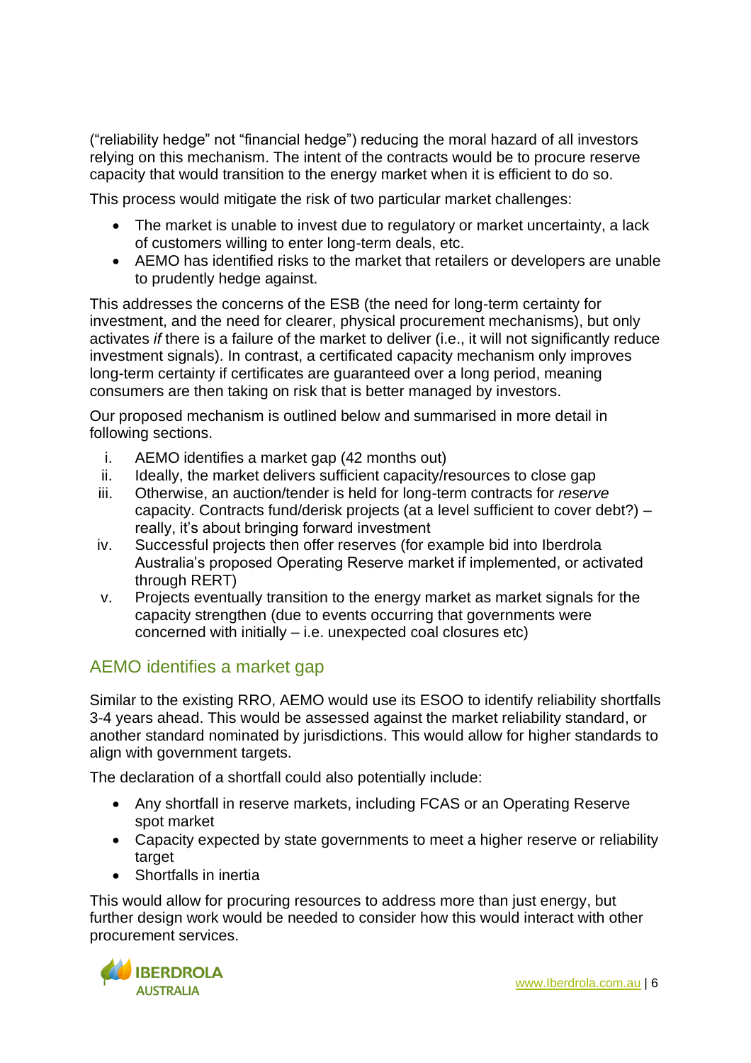("reliability hedge" not "financial hedge") reducing the moral hazard of all investors relying on this mechanism. The intent of the contracts would be to procure reserve capacity that would transition to the energy market when it is efficient to do so.

This process would mitigate the risk of two particular market challenges:

- The market is unable to invest due to regulatory or market uncertainty, a lack of customers willing to enter long-term deals, etc.
- AEMO has identified risks to the market that retailers or developers are unable to prudently hedge against.

This addresses the concerns of the ESB (the need for long-term certainty for investment, and the need for clearer, physical procurement mechanisms), but only activates *if* there is a failure of the market to deliver (i.e., it will not significantly reduce investment signals). In contrast, a certificated capacity mechanism only improves long-term certainty if certificates are guaranteed over a long period, meaning consumers are then taking on risk that is better managed by investors.

Our proposed mechanism is outlined below and summarised in more detail in following sections.

i. AEMO identifies a market gap (42 months out)
ii. Ideally, the market delivers sufficient capacity/resources to close gap
iii. Otherwise, an auction/tender is held for long-term contracts for *reserve* capacity. Contracts fund/derisk projects (at a level sufficient to cover debt?) – really, it's about bringing forward investment
iv. Successful projects then offer reserves (for example bid into Iberdrola Australia's proposed Operating Reserve market if implemented, or activated through RERT)
v. Projects eventually transition to the energy market as market signals for the capacity strengthen (due to events occurring that governments were concerned with initially – i.e. unexpected coal closures etc)

## AEMO identifies a market gap

Similar to the existing RRO, AEMO would use its ESOO to identify reliability shortfalls 3-4 years ahead. This would be assessed against the market reliability standard, or another standard nominated by jurisdictions. This would allow for higher standards to align with government targets.

The declaration of a shortfall could also potentially include:

- Any shortfall in reserve markets, including FCAS or an Operating Reserve spot market
- Capacity expected by state governments to meet a higher reserve or reliability target
- Shortfalls in inertia

This would allow for procuring resources to address more than just energy, but further design work would be needed to consider how this would interact with other procurement services.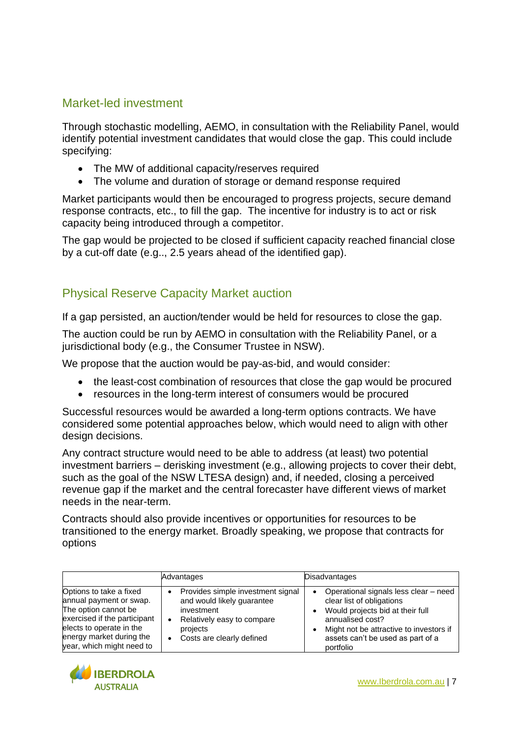## Market-led investment

Through stochastic modelling, AEMO, in consultation with the Reliability Panel, would identify potential investment candidates that would close the gap. This could include specifying:

- The MW of additional capacity/reserves required
- The volume and duration of storage or demand response required

Market participants would then be encouraged to progress projects, secure demand response contracts, etc., to fill the gap. The incentive for industry is to act or risk capacity being introduced through a competitor.

The gap would be projected to be closed if sufficient capacity reached financial close by a cut-off date (e.g.., 2.5 years ahead of the identified gap).

## Physical Reserve Capacity Market auction

If a gap persisted, an auction/tender would be held for resources to close the gap.

The auction could be run by AEMO in consultation with the Reliability Panel, or a jurisdictional body (e.g., the Consumer Trustee in NSW).

We propose that the auction would be pay-as-bid, and would consider:

- the least-cost combination of resources that close the gap would be procured
- resources in the long-term interest of consumers would be procured

Successful resources would be awarded a long-term options contracts. We have considered some potential approaches below, which would need to align with other design decisions.

Any contract structure would need to be able to address (at least) two potential investment barriers – derisking investment (e.g., allowing projects to cover their debt, such as the goal of the NSW LTESA design) and, if needed, closing a perceived revenue gap if the market and the central forecaster have different views of market needs in the near-term.

Contracts should also provide incentives or opportunities for resources to be transitioned to the energy market. Broadly speaking, we propose that contracts for options

| | Advantages | Disadvantages |
|---|---|---|
| Options to take a fixed annual payment or swap. The option cannot be exercised if the participant elects to operate in the energy market during the year, which might need to | • Provides simple investment signal and would likely guarantee investment<br>• Relatively easy to compare projects<br>• Costs are clearly defined | • Operational signals less clear – need clear list of obligations<br>• Would projects bid at their full annualised cost?<br>• Might not be attractive to investors if assets can't be used as part of a portfolio |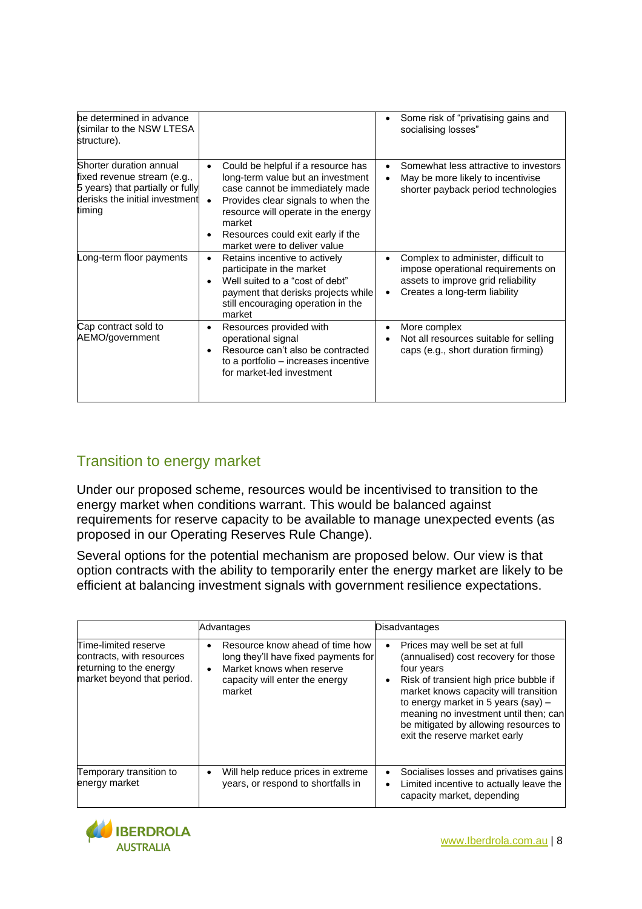| | | |
|---|---|---|
| be determined in advance (similar to the NSW LTESA structure). | | • Some risk of "privatising gains and socialising losses" |
| Shorter duration annual fixed revenue stream (e.g., 5 years) that partially or fully derisks the initial investment timing | • Could be helpful if a resource has long-term value but an investment case cannot be immediately made<br>• Provides clear signals to when the resource will operate in the energy market<br>• Resources could exit early if the market were to deliver value | • Somewhat less attractive to investors<br>• May be more likely to incentivise shorter payback period technologies |
| Long-term floor payments | • Retains incentive to actively participate in the market<br>• Well suited to a "cost of debt" payment that derisks projects while still encouraging operation in the market | • Complex to administer, difficult to impose operational requirements on assets to improve grid reliability<br>• Creates a long-term liability |
| Cap contract sold to AEMO/government | • Resources provided with operational signal<br>• Resource can't also be contracted to a portfolio – increases incentive for market-led investment | • More complex<br>• Not all resources suitable for selling caps (e.g., short duration firming) |

## Transition to energy market

Under our proposed scheme, resources would be incentivised to transition to the energy market when conditions warrant. This would be balanced against requirements for reserve capacity to be available to manage unexpected events (as proposed in our Operating Reserves Rule Change).

Several options for the potential mechanism are proposed below. Our view is that option contracts with the ability to temporarily enter the energy market are likely to be efficient at balancing investment signals with government resilience expectations.

| | Advantages | Disadvantages |
|---|---|---|
| Time-limited reserve contracts, with resources returning to the energy market beyond that period. | • Resource know ahead of time how long they'll have fixed payments for<br>• Market knows when reserve capacity will enter the energy market | • Prices may well be set at full (annualised) cost recovery for those four years<br>• Risk of transient high price bubble if market knows capacity will transition to energy market in 5 years (say) – meaning no investment until then; can be mitigated by allowing resources to exit the reserve market early |
| Temporary transition to energy market | • Will help reduce prices in extreme years, or respond to shortfalls in | • Socialises losses and privatises gains<br>• Limited incentive to actually leave the capacity market, depending |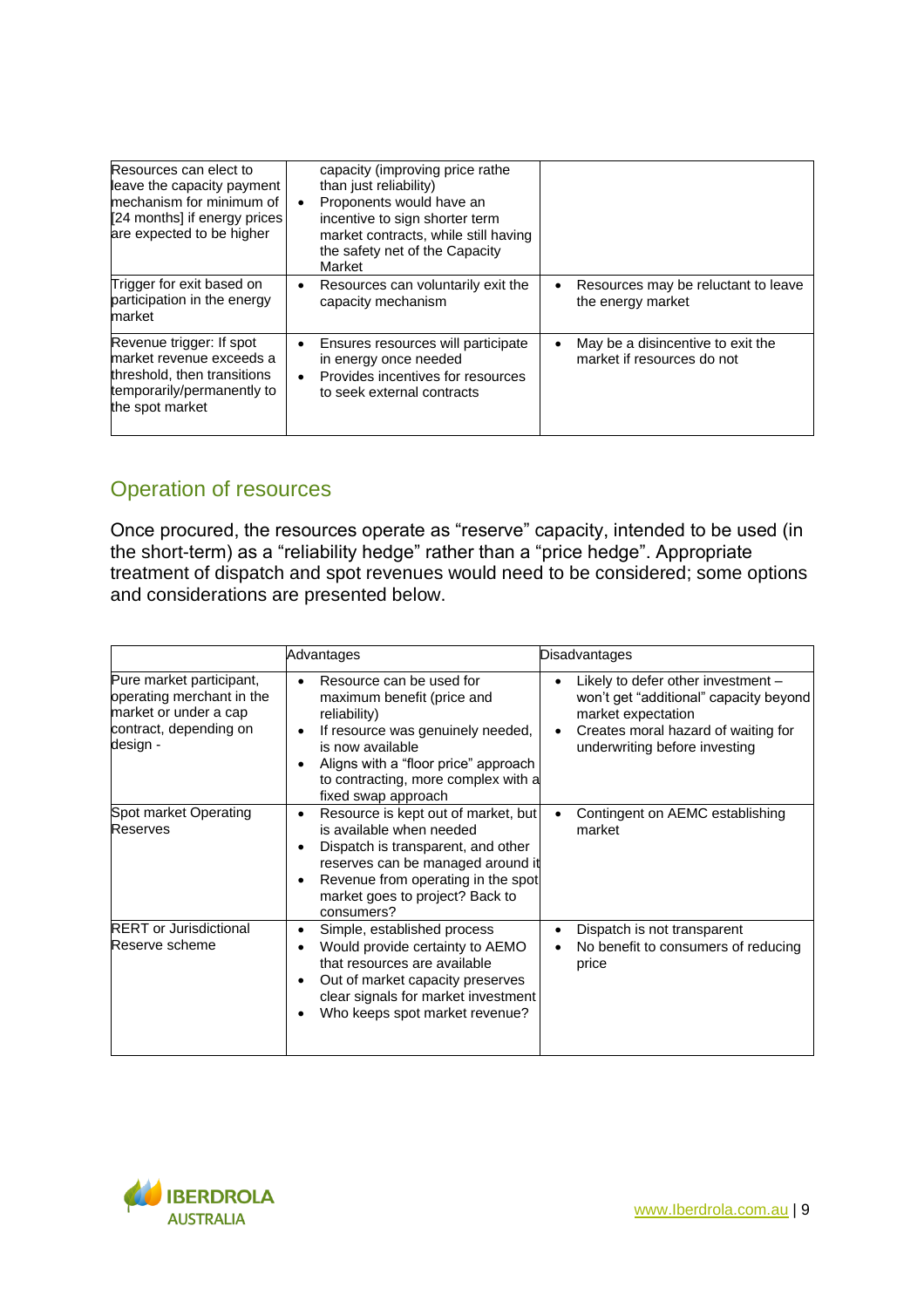| | | |
|---|---|---|
| Resources can elect to leave the capacity payment mechanism for minimum of [24 months] if energy prices are expected to be higher | capacity (improving price rathe than just reliability)<br>• Proponents would have an incentive to sign shorter term market contracts, while still having the safety net of the Capacity Market | |
| Trigger for exit based on participation in the energy market | • Resources can voluntarily exit the capacity mechanism | • Resources may be reluctant to leave the energy market |
| Revenue trigger: If spot market revenue exceeds a threshold, then transitions temporarily/permanently to the spot market | • Ensures resources will participate in energy once needed<br>• Provides incentives for resources to seek external contracts | • May be a disincentive to exit the market if resources do not |

## Operation of resources

Once procured, the resources operate as "reserve" capacity, intended to be used (in the short-term) as a "reliability hedge" rather than a "price hedge". Appropriate treatment of dispatch and spot revenues would need to be considered; some options and considerations are presented below.

| | Advantages | Disadvantages |
|---|---|---|
| Pure market participant, operating merchant in the market or under a cap contract, depending on design - | • Resource can be used for maximum benefit (price and reliability)<br>• If resource was genuinely needed, is now available<br>• Aligns with a "floor price" approach to contracting, more complex with a fixed swap approach | • Likely to defer other investment – won't get "additional" capacity beyond market expectation<br>• Creates moral hazard of waiting for underwriting before investing |
| Spot market Operating Reserves | • Resource is kept out of market, but is available when needed<br>• Dispatch is transparent, and other reserves can be managed around it<br>• Revenue from operating in the spot market goes to project? Back to consumers? | • Contingent on AEMC establishing market |
| RERT or Jurisdictional Reserve scheme | • Simple, established process<br>• Would provide certainty to AEMO that resources are available<br>• Out of market capacity preserves clear signals for market investment<br>• Who keeps spot market revenue? | • Dispatch is not transparent<br>• No benefit to consumers of reducing price |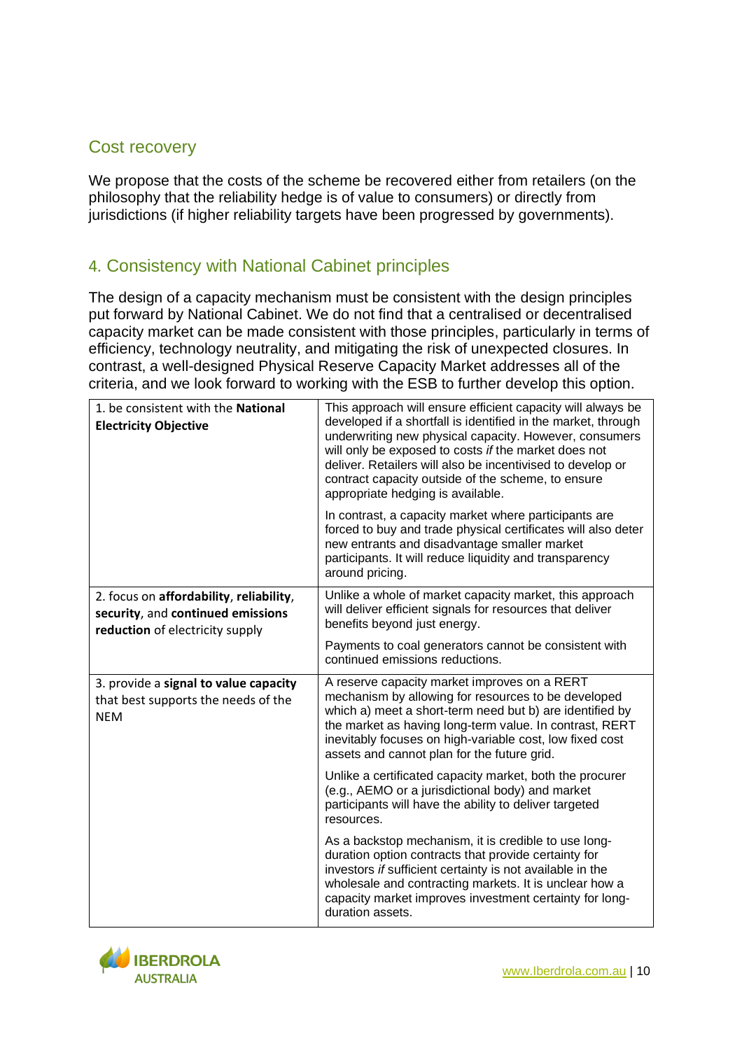## Cost recovery

We propose that the costs of the scheme be recovered either from retailers (on the philosophy that the reliability hedge is of value to consumers) or directly from jurisdictions (if higher reliability targets have been progressed by governments).

## 4. Consistency with National Cabinet principles

The design of a capacity mechanism must be consistent with the design principles put forward by National Cabinet. We do not find that a centralised or decentralised capacity market can be made consistent with those principles, particularly in terms of efficiency, technology neutrality, and mitigating the risk of unexpected closures. In contrast, a well-designed Physical Reserve Capacity Market addresses all of the criteria, and we look forward to working with the ESB to further develop this option.

| | |
|---|---|
| 1. be consistent with the **National Electricity Objective** | This approach will ensure efficient capacity will always be developed if a shortfall is identified in the market, through underwriting new physical capacity. However, consumers will only be exposed to costs *if* the market does not deliver. Retailers will also be incentivised to develop or contract capacity outside of the scheme, to ensure appropriate hedging is available.<br><br>In contrast, a capacity market where participants are forced to buy and trade physical certificates will also deter new entrants and disadvantage smaller market participants. It will reduce liquidity and transparency around pricing. |
| 2. focus on **affordability**, **reliability**, **security**, and **continued emissions reduction** of electricity supply | Unlike a whole of market capacity market, this approach will deliver efficient signals for resources that deliver benefits beyond just energy.<br><br>Payments to coal generators cannot be consistent with continued emissions reductions. |
| 3. provide a **signal to value capacity** that best supports the needs of the NEM | A reserve capacity market improves on a RERT mechanism by allowing for resources to be developed which a) meet a short-term need but b) are identified by the market as having long-term value. In contrast, RERT inevitably focuses on high-variable cost, low fixed cost assets and cannot plan for the future grid.<br><br>Unlike a certificated capacity market, both the procurer (e.g., AEMO or a jurisdictional body) and market participants will have the ability to deliver targeted resources.<br><br>As a backstop mechanism, it is credible to use long-duration option contracts that provide certainty for investors *if* sufficient certainty is not available in the wholesale and contracting markets. It is unclear how a capacity market improves investment certainty for long-duration assets. |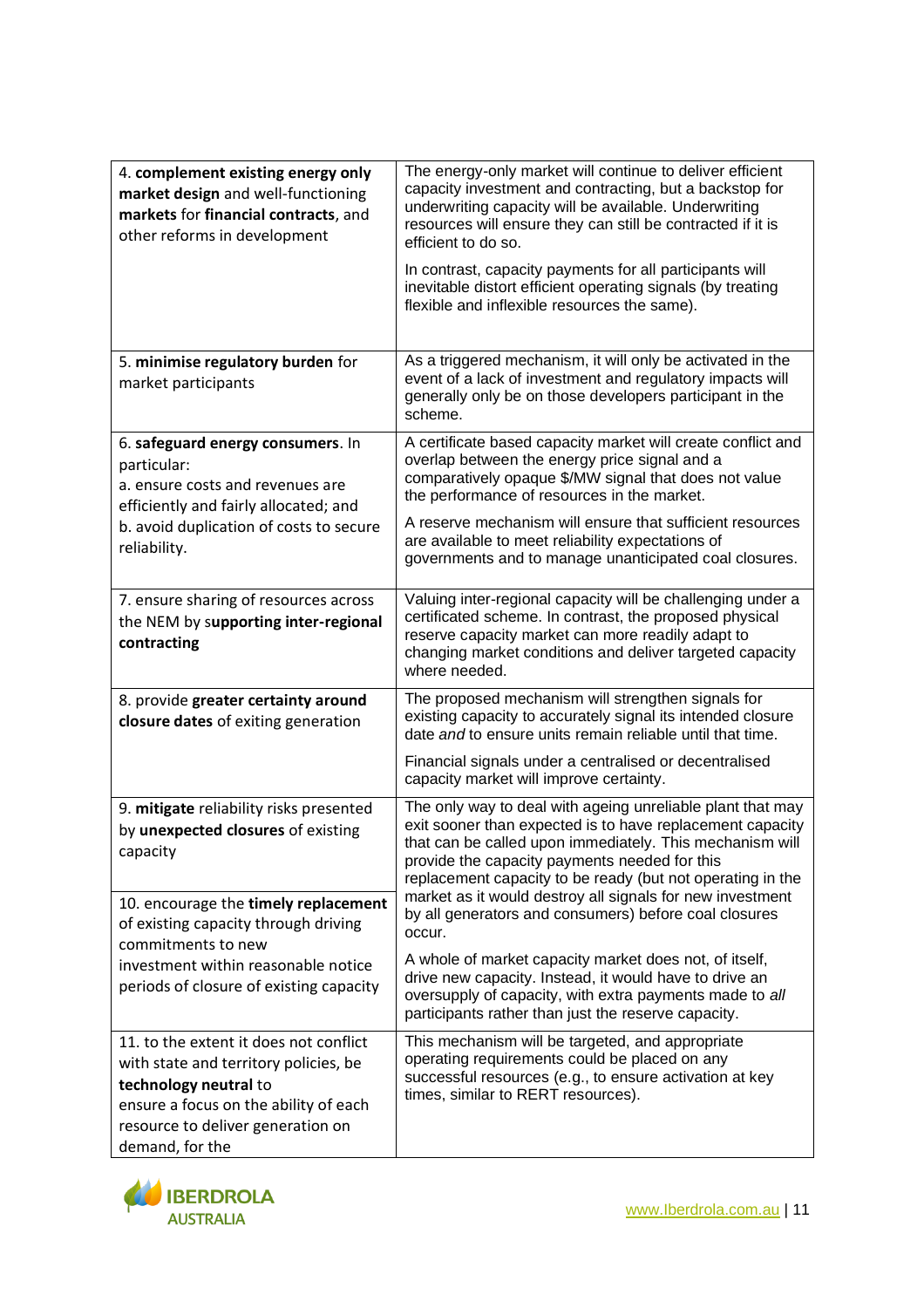| | |
|---|---|
| 4. **complement existing energy only market design** and well-functioning **markets** for **financial contracts**, and other reforms in development | The energy-only market will continue to deliver efficient capacity investment and contracting, but a backstop for underwriting capacity will be available. Underwriting resources will ensure they can still be contracted if it is efficient to do so.<br><br>In contrast, capacity payments for all participants will inevitable distort efficient operating signals (by treating flexible and inflexible resources the same). |
| 5. **minimise regulatory burden** for market participants | As a triggered mechanism, it will only be activated in the event of a lack of investment and regulatory impacts will generally only be on those developers participant in the scheme. |
| 6. **safeguard energy consumers**. In particular:<br>a. ensure costs and revenues are efficiently and fairly allocated; and<br>b. avoid duplication of costs to secure reliability. | A certificate based capacity market will create conflict and overlap between the energy price signal and a comparatively opaque $/MW signal that does not value the performance of resources in the market.<br><br>A reserve mechanism will ensure that sufficient resources are available to meet reliability expectations of governments and to manage unanticipated coal closures. |
| 7. ensure sharing of resources across the NEM by s**upporting inter-regional contracting** | Valuing inter-regional capacity will be challenging under a certificated scheme. In contrast, the proposed physical reserve capacity market can more readily adapt to changing market conditions and deliver targeted capacity where needed. |
| 8. provide **greater certainty around closure dates** of exiting generation | The proposed mechanism will strengthen signals for existing capacity to accurately signal its intended closure date *and* to ensure units remain reliable until that time.<br><br>Financial signals under a centralised or decentralised capacity market will improve certainty. |
| 9. **mitigate** reliability risks presented by **unexpected closures** of existing capacity<br><br>10. encourage the **timely replacement** of existing capacity through driving commitments to new investment within reasonable notice periods of closure of existing capacity | The only way to deal with ageing unreliable plant that may exit sooner than expected is to have replacement capacity that can be called upon immediately. This mechanism will provide the capacity payments needed for this replacement capacity to be ready (but not operating in the market as it would destroy all signals for new investment by all generators and consumers) before coal closures occur.<br><br>A whole of market capacity market does not, of itself, drive new capacity. Instead, it would have to drive an oversupply of capacity, with extra payments made to *all* participants rather than just the reserve capacity. |
| 11. to the extent it does not conflict with state and territory policies, be **technology neutral** to ensure a focus on the ability of each resource to deliver generation on demand, for the | This mechanism will be targeted, and appropriate operating requirements could be placed on any successful resources (e.g., to ensure activation at key times, similar to RERT resources). |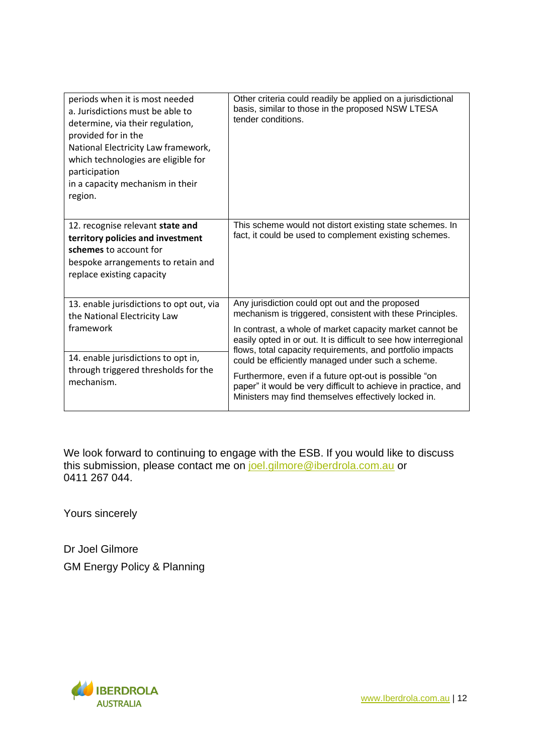| | |
|---|---|
| periods when it is most needed<br>a. Jurisdictions must be able to determine, via their regulation, provided for in the National Electricity Law framework, which technologies are eligible for participation in a capacity mechanism in their region. | Other criteria could readily be applied on a jurisdictional basis, similar to those in the proposed NSW LTESA tender conditions. |
| 12. recognise relevant **state and territory policies and investment schemes** to account for bespoke arrangements to retain and replace existing capacity | This scheme would not distort existing state schemes. In fact, it could be used to complement existing schemes. |
| 13. enable jurisdictions to opt out, via the National Electricity Law framework<br><br>14. enable jurisdictions to opt in, through triggered thresholds for the mechanism. | Any jurisdiction could opt out and the proposed mechanism is triggered, consistent with these Principles.<br><br>In contrast, a whole of market capacity market cannot be easily opted in or out. It is difficult to see how interregional flows, total capacity requirements, and portfolio impacts could be efficiently managed under such a scheme.<br><br>Furthermore, even if a future opt-out is possible "on paper" it would be very difficult to achieve in practice, and Ministers may find themselves effectively locked in. |

We look forward to continuing to engage with the ESB. If you would like to discuss this submission, please contact me on joel.gilmore@iberdrola.com.au or 0411 267 044.

Yours sincerely

Dr Joel Gilmore

GM Energy Policy & Planning